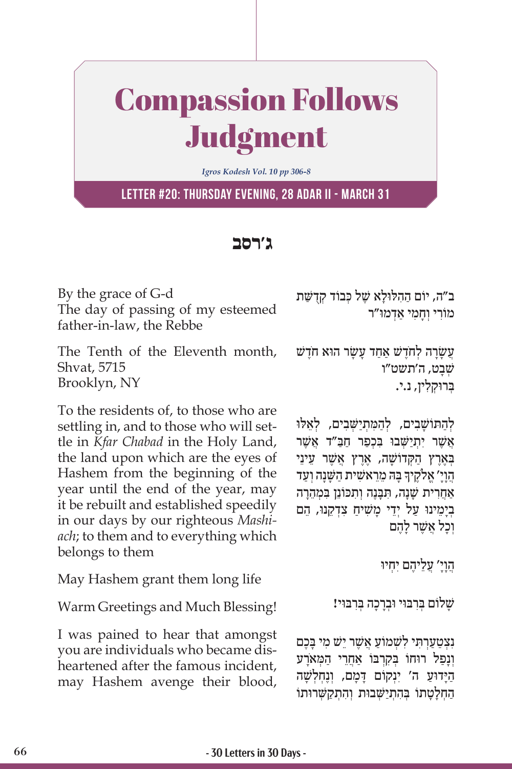# Compassion Follows Judgment

*Igros Kodesh Vol. 10 pp 306-8*

**LETTER #20: THURSDAY EVENING, 28 ADAR II - MARCH 31**

## ג'רסב

By the grace of G-d
The day of passing of my esteemed father-in-law, the Rebbe

ב"ה, יום ההילולא של כבוד קדשת מורי וחמי אדמו"ר

The Tenth of the Eleventh month, Shvat, 5715
Brooklyn, NY

עשרה לחדש אחד עשר הוא חדש שבט, ה'תשט"ו
ברוקלין, נ.י.

To the residents of, to those who are settling in, and to those who will settle in *Kfar Chabad* in the Holy Land, the land upon which are the eyes of Hashem from the beginning of the year until the end of the year, may it be rebuilt and established speedily in our days by our righteous *Mashiach*; to them and to everything which belongs to them

לְהַתּוֹשָׁבִים, לְהַמִּתְיַשְּׁבִים, לְאֵלּוּ אֲשֶׁר יִתְיַשְּׁבוּ בִּכְפַר חַבַּ"ד אֲשֶׁר בְּאֶרֶץ הַקְּדוֹשָׁה, אֶרֶץ אֲשֶׁר עֵינֵי הֲוָיָ' אֱלֹקֶיךָ בָּהּ מֵרֵאשִׁית הַשָּׁנָה וְעַד אַחֲרִית שָׁנָה, תִּבָּנֶה וְתִכּוֹנֵן בִּמְהֵרָה בְיָמֵינוּ עַל יְדֵי מָשִׁיחַ צִדְקֵנוּ, הֵם וְכָל אֲשֶׁר לָהֶם

May Hashem grant them long life

הֲוָיָ' עֲלֵיהֶם יִחְיוּ

Warm Greetings and Much Blessing!

שָׁלוֹם בְּרִבּוּי וּבְרָכָה בְּרִבּוּי!

I was pained to hear that amongst you are individuals who became disheartened after the famous incident, may Hashem avenge their blood,

נִצְטַעַרְתִּי לִשְׁמוֹעַ אֲשֶׁר יֵשׁ מִי בָּכֶם וְנָפַל רוּחוֹ בְּקִרְבּוֹ אַחֲרֵי הַמְּאֹרָע הַיָּדוּעַ ה' יִנְקוֹם דָּמָם, וְנֶחְלְשָׁה הַחְלָטָתוֹ בְּהִתְיַשְּׁבוּת וְהִתְקַשְּׁרוּתוֹ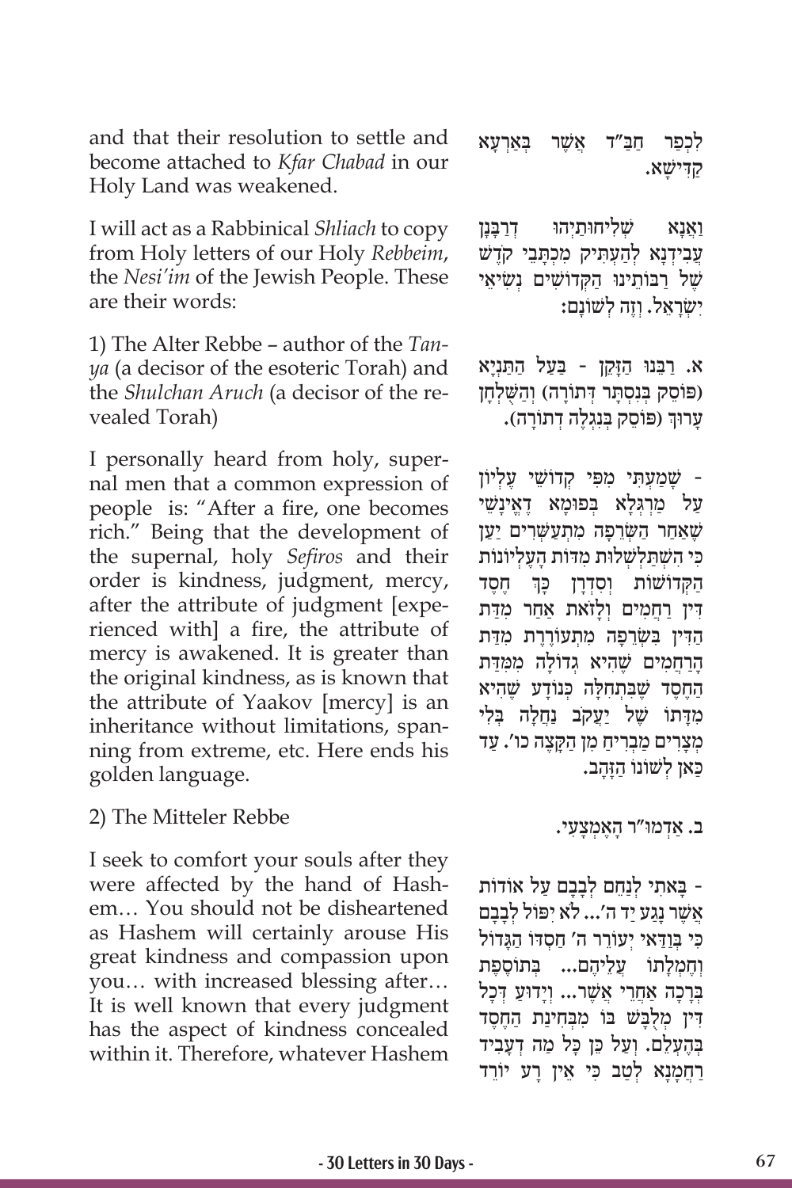and that their resolution to settle and become attached to *Kfar Chabad* in our Holy Land was weakened.

לְכְפַר חַבַּ"ד אֲשֶׁר בְּאַרְעָא קַדִּישָׁא.

I will act as a Rabbinical *Shliach* to copy from Holy letters of our Holy *Rebbeim*, the *Nesi'im* of the Jewish People. These are their words:

וַאֲנָא שְׁלִיחוּתַיְהוּ דְרַבָּנָן עֲבִידְנָא לְהַעְתִּיק מִכְתָּבֵי קֹדֶשׁ שֶׁל רַבּוֹתֵינוּ הַקְּדוֹשִׁים נְשִׂיאֵי יִשְׂרָאֵל. וְזֶה לְשׁוֹנָם:

1) The Alter Rebbe – author of the *Tanya* (a decisor of the esoteric Torah) and the *Shulchan Aruch* (a decisor of the revealed Torah)

א. רַבֵּנוּ הַזָּקֵן - בַּעַל הַתַּנְיָא (פּוֹסֵק בְּנִסְתָּר דְּתוֹרָה) וְהַשֻּׁלְחָן עָרוּךְ (פּוֹסֵק בְּנִגְלֶה דְתוֹרָה).

I personally heard from holy, supernal men that a common expression of people is: "After a fire, one becomes rich." Being that the development of the supernal, holy *Sefiros* and their order is kindness, judgment, mercy, after the attribute of judgment [experienced with] a fire, the attribute of mercy is awakened. It is greater than the original kindness, as is known that the attribute of Yaakov [mercy] is an inheritance without limitations, spanning from extreme, etc. Here ends his golden language.

- שָׁמַעְתִּי מִפִּי קְדוֹשֵׁי עֶלְיוֹן עַל מַרְגְּלָא בְּפוּמָּא דְאֱינָשֵׁי שֶׁאַחַר הַשְּׂרֵפָה מִתְעַשְּׁרִים יַעַן כִּי הִשְׁתַּלְשְׁלוּת מִדּוֹת הָעֶלְיוֹנוֹת הַקְּדוֹשׁוֹת וְסִדְרָן כָּךְ חֶסֶד דִּין רַחֲמִים וְלָזֹאת אַחַר מִדַּת הַדִּין בִּשְׂרֵפָה מִתְעוֹרֶרֶת מִדַּת הָרַחֲמִים שֶׁהִיא גְדוֹלָה מִמִּדַּת הַחֶסֶד שֶׁבַּתְּחִלָּה כְּנוֹדָע שֶׁהִיא מִדָּתוֹ שֶׁל יַעֲקֹב נַחֲלָה בְּלִי מְצָרִים מַבְרִיחַ מִן הַקָּצֶה כו'. עַד כַּאן לְשׁוֹנוֹ הַזָּהָב.

2) The Mitteler Rebbe

ב. אַדְמוּ"ר הָאֶמְצָעִי.

I seek to comfort your souls after they were affected by the hand of Hashem… You should not be disheartened as Hashem will certainly arouse His great kindness and compassion upon you… with increased blessing after… It is well known that every judgment has the aspect of kindness concealed within it. Therefore, whatever Hashem

- בָּאתִי לְנַחֵם לְבָבָם עַל אוֹדוֹת אֲשֶׁר נָגַע יַד ה'... לֹא יִפּוֹל לְבָבָם כִּי בְּוַדַּאי יְעוֹרֵר ה' חַסְדּוֹ הַגָּדוֹל וְחֶמְלָתוֹ עֲלֵיהֶם... בְּתוֹסֶפֶת בְּרָכָה אַחֲרֵי אֲשֶׁר... וְיָדוּעַ דְּכָל דִּין מְלֻבָּשׁ בּוֹ מִבְּחִינַת הַחֶסֶד בְּהֶעְלֵם. וְעַל כֵּן כָּל מַה דְּעָבִיד רַחֲמָנָא לְטַב כִּי אֵין רָע יוֹרֵד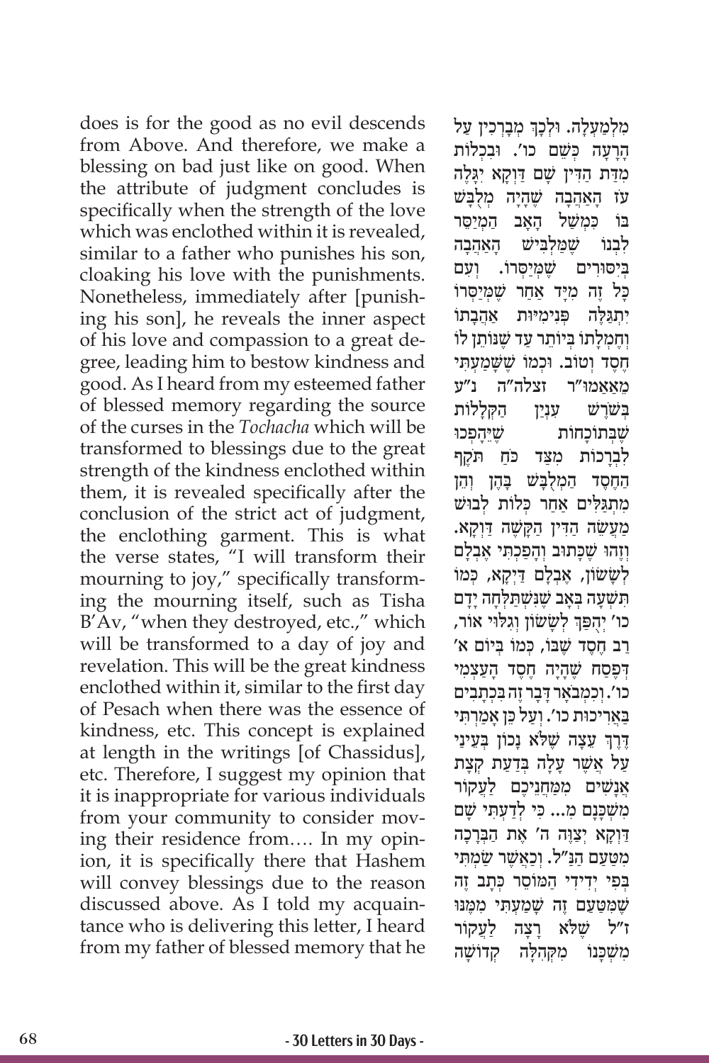does is for the good as no evil descends from Above. And therefore, we make a blessing on bad just like on good. When the attribute of judgment concludes is specifically when the strength of the love which was enclothed within it is revealed, similar to a father who punishes his son, cloaking his love with the punishments. Nonetheless, immediately after [punishing his son], he reveals the inner aspect of his love and compassion to a great degree, leading him to bestow kindness and good. As I heard from my esteemed father of blessed memory regarding the source of the curses in the *Tochacha* which will be transformed to blessings due to the great strength of the kindness enclothed within them, it is revealed specifically after the conclusion of the strict act of judgment, the enclothing garment. This is what the verse states, "I will transform their mourning to joy," specifically transforming the mourning itself, such as Tisha B'Av, "when they destroyed, etc.," which will be transformed to a day of joy and revelation. This will be the great kindness enclothed within it, similar to the first day of Pesach when there was the essence of kindness, etc. This concept is explained at length in the writings [of Chassidus], etc. Therefore, I suggest my opinion that it is inappropriate for various individuals from your community to consider moving their residence from…. In my opinion, it is specifically there that Hashem will convey blessings due to the reason discussed above. As I told my acquaintance who is delivering this letter, I heard from my father of blessed memory that he

מִלְמַעְלָה. וּלְכָךְ מְבָרְכִין עַל הָרָעָה כְּשֵׁם כו'. וּבִכְלוֹת מִדַּת הַדִּין שָׁם דַּוְקָא יִגָּלֶה עֹז הָאַהֲבָה שֶׁהָיָה מִלְבָּשׁ בּוֹ כְּמָשַׁל הָאָב הַמְיַסֵּר לִבְנוֹ שֶׁמַּלְבִּישׁ הָאַהֲבָה בְּיִסּוּרִים שֶׁמְּיַסְּרוֹ. וְעִם כָּל זֶה מִיָּד אַחַר שֶׁמְּיַסְּרוֹ יִתְגַּלֶּה פְּנִימִיּוּת אַהֲבָתוֹ וְחֶמְלָתוֹ בְּיוֹתֵר עַד שֶׁנּוֹתֵן לוֹ חֶסֶד וָטוֹב. וּכְמוֹ שֶׁשָּׁמַעְתִּי מֵאַאַמוּ"ר זצלה"ה נ"ע בְּשֹׁרֶשׁ עִנְיַן הַקְּלָלוֹת שֶׁבְּתוֹכָחוֹת שֶׁיֵּהָפְכוּ לִבְרָכוֹת מִצַּד כֹּחַ תֹּקֶף הַחֶסֶד הַמְלֻבָּשׁ בָּהֶן וְהֵן מִתְגַּלִּים אַחַר כְּלוֹת לְבוּשׁ מַעֲשֵׂה הַדִּין הַקָּשֶׁה דַּוְקָא. וְזֶהוּ שֶׁכָּתוּב וְהָפַכְתִּי אֶבְלָם לְשָׂשׂוֹן, אֶבְלָם דַּיְקָא, כְּמוֹ תִּשְׁעָה בְּאָב שֶׁנִּשְׁתַּלְּחָה יָדָם כו' יְהַפֵּךְ לְשָׂשׂוֹן וְגִלּוּי אוֹר, רַב חֶסֶד שֶׁבּוֹ, כְּמוֹ בְּיוֹם א' דְּפֶסַח שֶׁהָיָה חֶסֶד הָעַצְמִי כו'. וְכַמְבֹאָר דָּבָר זֶה בִּכְתָבִים בַּאֲרִיכוּת כו'. וְעַל כֵּן אָמַרְתִּי דֶּרֶךְ עֵצָה שֶׁלֹּא נָכוֹן בְּעֵינַי עַל אֲשֶׁר עָלָה בְּדַעַת קְצָת אֲנָשִׁים מִמַּחֲנֵיכֶם לַעֲקוֹר מִשְׁכָּנָם מ... כִּי לְדַעְתִּי שָׁם דַּוְקָא יְצַוֶּה ה' אֶת הַבְּרָכָה מִטַּעַם הַנַּ"ל. וְכַאֲשֶׁר שַׂמְתִּי בְּפִי יְדִידִי הַמּוֹסֵר כְּתָב זֶה שֶׁמִּטַּעַם זֶה שָׁמַעְתִּי מִמֶּנּוּ ז"ל שֶׁלֹּא רָצָה לַעֲקוֹר מִשְׁכָּנוֹ מִקְּהִלָּה קְדוֹשָׁה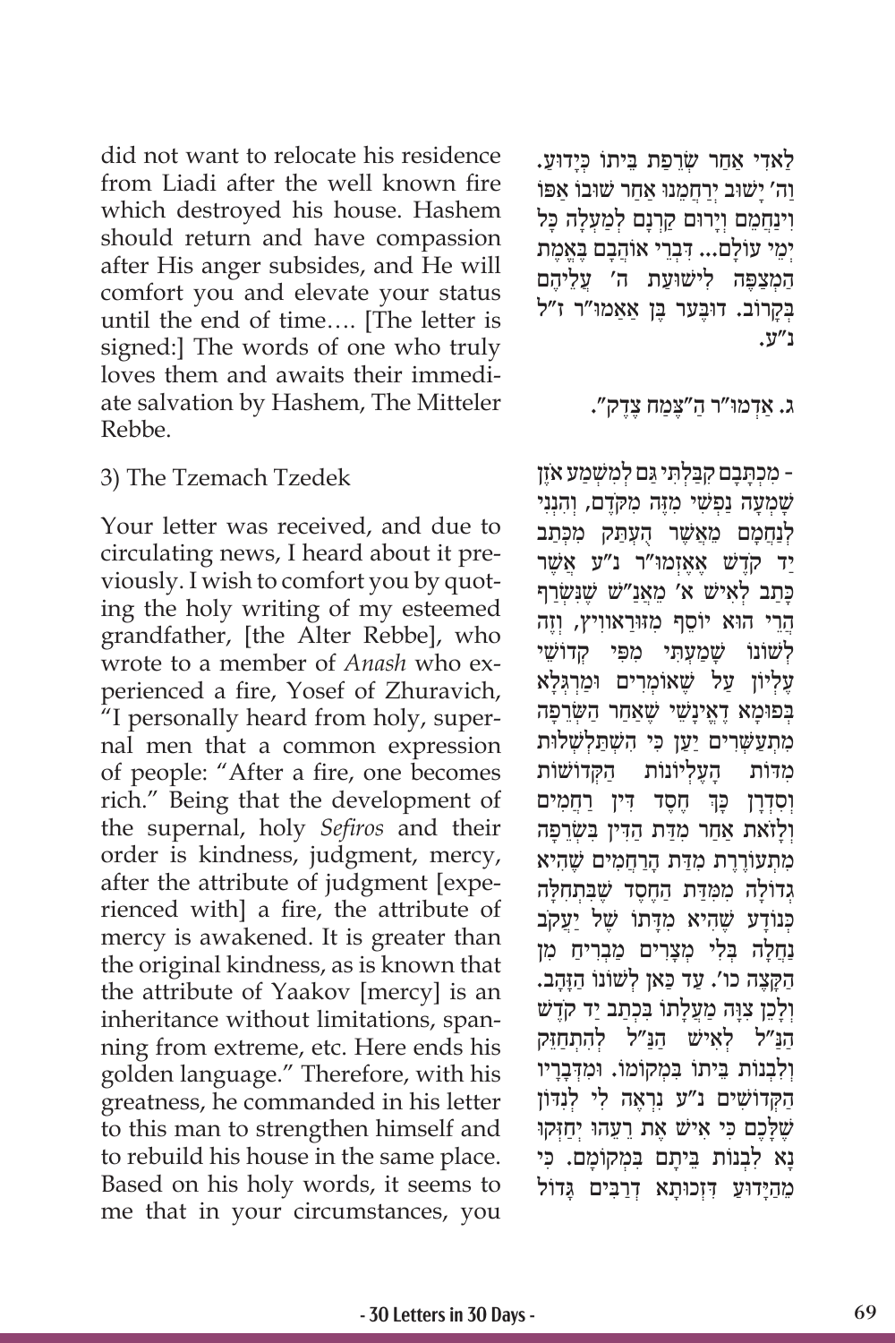did not want to relocate his residence from Liadi after the well known fire which destroyed his house. Hashem should return and have compassion after His anger subsides, and He will comfort you and elevate your status until the end of time…. [The letter is signed:] The words of one who truly loves them and awaits their immediate salvation by Hashem, The Mitteler Rebbe.

לַאדִי אַחַר שְׂרֵפַת בֵּיתוֹ כְּיָדוּעַ. וַה' יָשׁוּב יְרַחֲמֵנוּ אַחַר שׁוּבוֹ אַפּוֹ וִינַחֲמֵם וְיָרוּם קַרְנָם לְמַעְלָה כָּל יְמֵי עוֹלָם... דִּבְרֵי אוֹהֲבָם בֶּאֱמֶת הַמְצַפֶּה לִישׁוּעַת ה' עֲלֵיהֶם בְּקָרוֹב. דוֹבֶער בֶּן אַאַמוּ"ר ז"ל נ"ע.

## 3) The Tzemach Tzedek

## ג. אַדְמוּ"ר הַ"צֶּמַח צֶדֶק".

Your letter was received, and due to circulating news, I heard about it previously. I wish to comfort you by quoting the holy writing of my esteemed grandfather, [the Alter Rebbe], who wrote to a member of *Anash* who experienced a fire, Yosef of Zhuravich, "I personally heard from holy, supernal men that a common expression of people: "After a fire, one becomes rich." Being that the development of the supernal, holy *Sefiros* and their order is kindness, judgment, mercy, after the attribute of judgment [experienced with] a fire, the attribute of mercy is awakened. It is greater than the original kindness, as is known that the attribute of Yaakov [mercy] is an inheritance without limitations, spanning from extreme, etc. Here ends his golden language." Therefore, with his greatness, he commanded in his letter to this man to strengthen himself and to rebuild his house in the same place. Based on his holy words, it seems to me that in your circumstances, you

- מִכְתָּבָם קִבַּלְתִּי גַּם לְמִשְׁמַע אֹזֶן שְׁמָעָה נַפְשִׁי מִזֶּה מִקֹּדֶם, וְהִנְנִי לְנַחֲמָם מֵאֲשֶׁר הֶעְתַּק מִכְּתַב יַד קֹדֶשׁ אֶאֱזְמוּ"ר נ"ע אֲשֶׁר כָּתַב לְאִישׁ א' מֵאַנַ"שׁ שֶׁנִּשְׂרַף הֲרֵי הוּא יוֹסֵף מִזּוּרַאווִיץ, וְזֶה לְשׁוֹנוֹ שָׁמַעְתִּי מִפִּי קְדוֹשֵׁי עֶלְיוֹן עַל שֶׁאוֹמְרִים וּמַרְגְּלָא בְּפוּמָא דֶאֱנָשֵׁי שֶׁאַחַר הַשְּׂרֵפָה מִתְעַשְּׁרִים יַעַן כִּי הִשְׁתַּלְשְׁלוּת מִדּוֹת הָעֶלְיוֹנוֹת הַקְּדוֹשׁוֹת וְסִדְרָן כָּךְ חֶסֶד דִּין רַחֲמִים וְלָזֹאת אַחַר מִדַּת הַדִּין בִּשְׂרֵפָה מִתְעוֹרֶרֶת מִדַּת הָרַחֲמִים שֶׁהִיא גְּדוֹלָה מִמִּדַּת הַחֶסֶד שֶׁבַּתְּחִלָּה כְּנוֹדָע שֶׁהִיא מִדָּתוֹ שֶׁל יַעֲקֹב נַחֲלָה בְּלִי מְצָרִים מַבְרִיחַ מִן הַקָּצֶה כו'. עַד כָּאן לְשׁוֹנוֹ הַזָּהָב. וְלָכֵן צִוָּה מַעֲלָתוֹ בִּכְתַב יַד קֹדֶשׁ הַנַּ"ל לְאִישׁ הַנַּ"ל לְהִתְחַזֵּק וְלִבְנוֹת בֵּיתוֹ בִּמְקוֹמוֹ. וּמִדְּבָרָיו הַקְּדוֹשִׁים נ"ע נִרְאֶה לִי לְנִדּוֹן שֶׁלָּכֶם כִּי אִישׁ אֶת רֵעֵהוּ יְחַזְּקוּ נָא לִבְנוֹת בֵּיתָם בִּמְקוֹמָם. כִּי מֵהַיָּדוּעַ דִּזְכוּתָא דְרַבִּים גָּדוֹל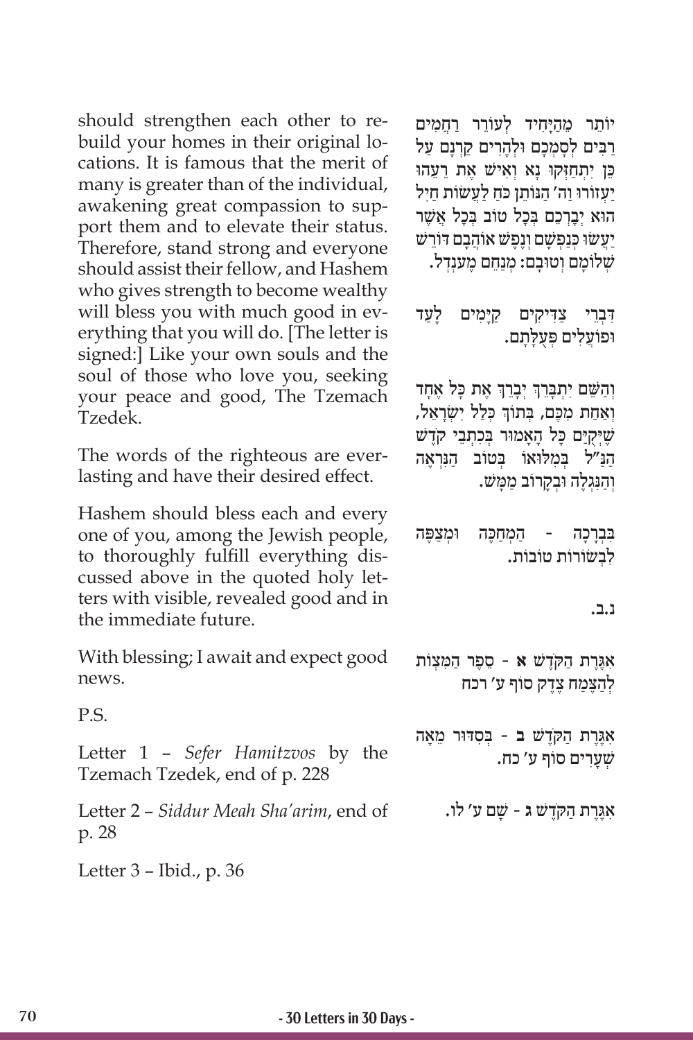should strengthen each other to rebuild your homes in their original locations. It is famous that the merit of many is greater than of the individual, awakening great compassion to support them and to elevate their status. Therefore, stand strong and everyone should assist their fellow, and Hashem who gives strength to become wealthy will bless you with much good in everything that you will do. [The letter is signed:] Like your own souls and the soul of those who love you, seeking your peace and good, The Tzemach Tzedek.

The words of the righteous are everlasting and have their desired effect.

Hashem should bless each and every one of you, among the Jewish people, to thoroughly fulfill everything discussed above in the quoted holy letters with visible, revealed good and in the immediate future.

With blessing; I await and expect good news.

P.S.

Letter 1 – *Sefer Hamitzvos* by the Tzemach Tzedek, end of p. 228

Letter 2 – *Siddur Meah Sha'arim*, end of p. 28

Letter 3 – Ibid., p. 36

יוֹתֵר מֵהַיָּחִיד לְעוֹרֵר רַחֲמִים רַבִּים לְסָמְכָם וּלְהָרִים קַרְנָם עַל כֵּן יִתְחַזְּקוּ נָא וְאִישׁ אֶת רֵעֵהוּ יַעֲזוֹרוּ וַה׳ הַנּוֹתֵן כֹּחַ לַעֲשׂוֹת חַיִל הוּא יְבָרְכֵם בְּכָל טוּב בְּכָל אֲשֶׁר יַעֲשׂוּ כְּנַפְשָׁם וְנֶפֶשׁ אוֹהֲבָם דּוֹרֵשׁ שְׁלוֹמָם וְטוּבָם: מְנַחֵם מֶענְדְל.

דִּבְרֵי צַדִּיקִים קַיָּמִים לָעַד וּפוֹעֲלִים פְּעֻלָּתָם.

וְהַשֵּׁם יִתְבָּרֵךְ יְבָרֵךְ אֶת כָּל אֶחָד וְאַחַת מִכֶּם, בְּתוֹךְ כְּלַל יִשְׂרָאֵל, שֶׁיְקַיֵּם כָּל הָאָמוּר בְּכִתְבֵי קֹדֶשׁ הַנַּ״ל בִּמְלוֹאוֹ בְּטוּב הַנִּרְאֶה וְהַנִּגְלֶה וּבְקָרוֹב מַמָּשׁ.

בִּבְרָכָה - הַמְחַכֶּה וּמְצַפֶּה לִבְשׂוֹרוֹת טוֹבוֹת.

נ.ב.

אִגֶּרֶת הַקֹּדֶשׁ **א** - סֵפֶר הַמִּצְוֹת לְהַצֶּמַח צֶדֶק סוֹף ע׳ רכח

אִגֶּרֶת הַקֹּדֶשׁ **ב** - בְּסִדּוּר מֵאָה שְׁעָרִים סוֹף ע׳ כח.

אִגֶּרֶת הַקֹּדֶשׁ **ג** - שָׁם ע׳ לו.